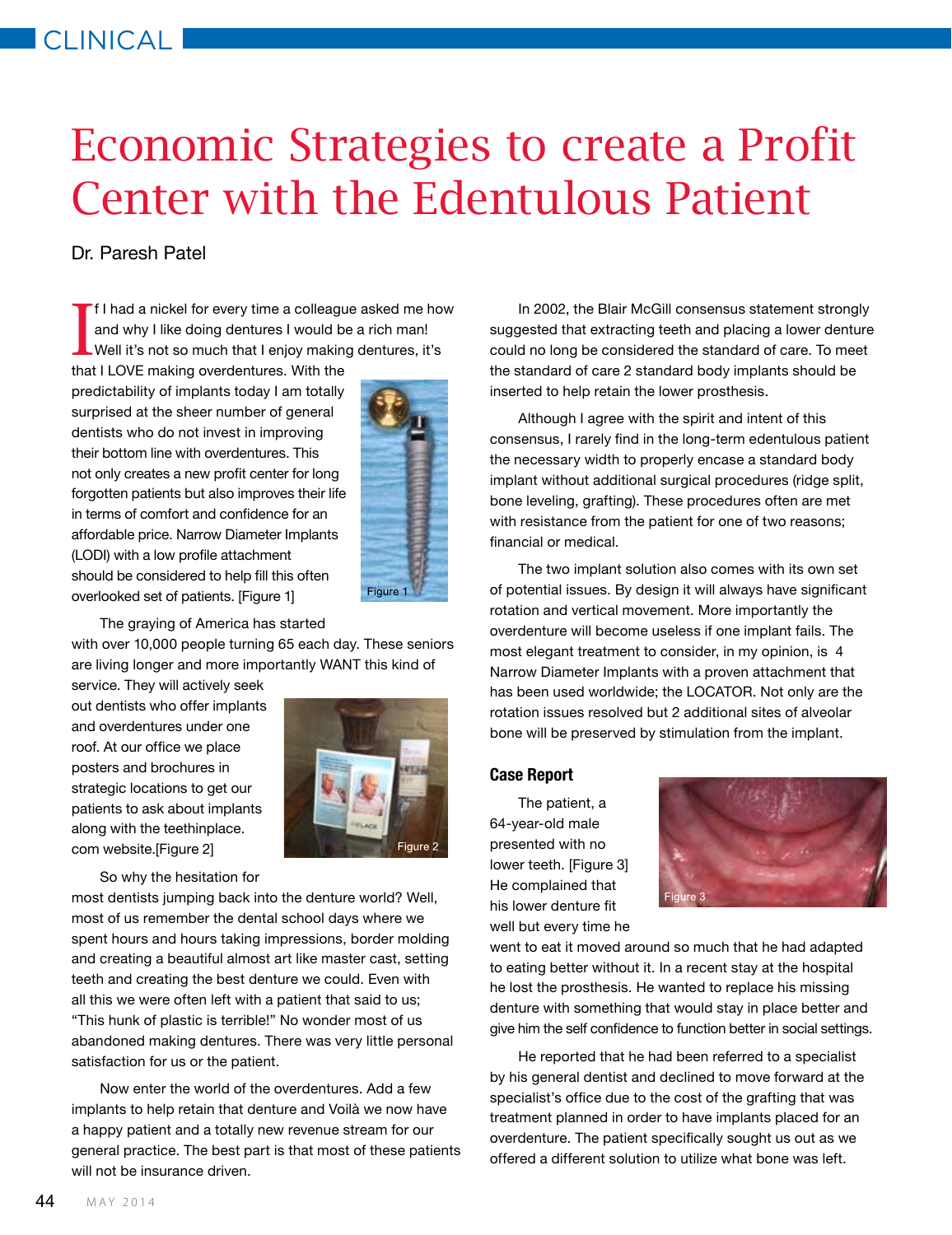# Economic Strategies to create a Profit Center with the Edentulous Patient

Dr. Paresh Patel

If I had a nickel for every time a colleague asked me how and why I like doing dentures I would be a rich man! Well it's not so much that I enjoy making dentures, it's that I LOVE making overdentures. With the predictability of implants today I am totally surprised at the sheer number of general dentists who do not invest in improving their bottom line with overdentures. This not only creates a new profit center for long forgotten patients but also improves their life in terms of comfort and confidence for an affordable price. Narrow Diameter Implants (LODI) with a low profile attachment should be considered to help fill this often overlooked set of patients. [Figure 1]

Figure 1

The graying of America has started with over 10,000 people turning 65 each day. These seniors are living longer and more importantly WANT this kind of service. They will actively seek out dentists who offer implants and overdentures under one roof. At our office we place posters and brochures in strategic locations to get our patients to ask about implants along with the teethinplace.com website.[Figure 2]

Figure 2

So why the hesitation for most dentists jumping back into the denture world? Well, most of us remember the dental school days where we spent hours and hours taking impressions, border molding and creating a beautiful almost art like master cast, setting teeth and creating the best denture we could. Even with all this we were often left with a patient that said to us; "This hunk of plastic is terrible!" No wonder most of us abandoned making dentures. There was very little personal satisfaction for us or the patient.

Now enter the world of the overdentures. Add a few implants to help retain that denture and Voilà we now have a happy patient and a totally new revenue stream for our general practice. The best part is that most of these patients will not be insurance driven.

In 2002, the Blair McGill consensus statement strongly suggested that extracting teeth and placing a lower denture could no long be considered the standard of care. To meet the standard of care 2 standard body implants should be inserted to help retain the lower prosthesis.

Although I agree with the spirit and intent of this consensus, I rarely find in the long-term edentulous patient the necessary width to properly encase a standard body implant without additional surgical procedures (ridge split, bone leveling, grafting). These procedures often are met with resistance from the patient for one of two reasons; financial or medical.

The two implant solution also comes with its own set of potential issues. By design it will always have significant rotation and vertical movement. More importantly the overdenture will become useless if one implant fails. The most elegant treatment to consider, in my opinion, is 4 Narrow Diameter Implants with a proven attachment that has been used worldwide; the LOCATOR. Not only are the rotation issues resolved but 2 additional sites of alveolar bone will be preserved by stimulation from the implant.

## Case Report

The patient, a 64-year-old male presented with no lower teeth. [Figure 3] He complained that his lower denture fit well but every time he went to eat it moved around so much that he had adapted to eating better without it. In a recent stay at the hospital he lost the prosthesis. He wanted to replace his missing denture with something that would stay in place better and give him the self confidence to function better in social settings.

Figure 3

He reported that he had been referred to a specialist by his general dentist and declined to move forward at the specialist's office due to the cost of the grafting that was treatment planned in order to have implants placed for an overdenture. The patient specifically sought us out as we offered a different solution to utilize what bone was left.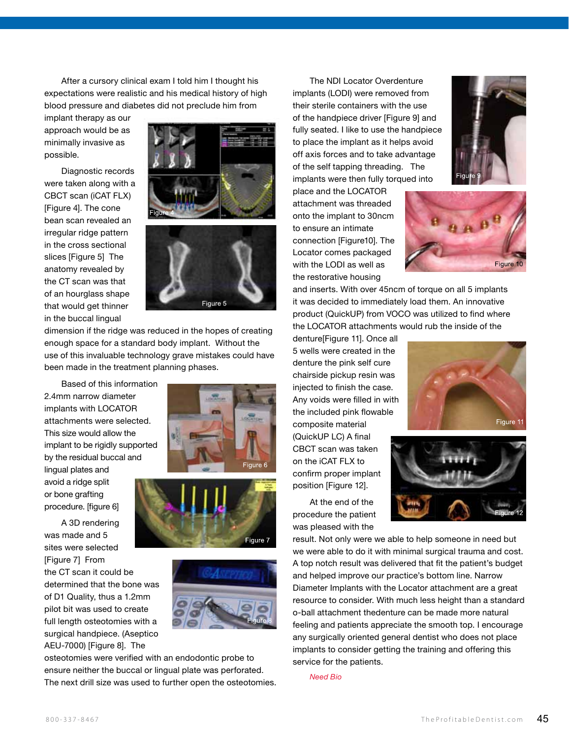After a cursory clinical exam I told him I thought his expectations were realistic and his medical history of high blood pressure and diabetes did not preclude him from implant therapy as our approach would be as minimally invasive as possible.

Diagnostic records were taken along with a CBCT scan (iCAT FLX) [Figure 4]. The cone bean scan revealed an irregular ridge pattern in the cross sectional slices [Figure 5] The anatomy revealed by the CT scan was that of an hourglass shape that would get thinner in the buccal lingual dimension if the ridge was reduced in the hopes of creating enough space for a standard body implant. Without the use of this invaluable technology grave mistakes could have been made in the treatment planning phases.

Figure 4

Figure 5

Based of this information 2.4mm narrow diameter implants with LOCATOR attachments were selected. This size would allow the implant to be rigidly supported by the residual buccal and lingual plates and avoid a ridge split or bone grafting procedure. [figure 6]

Figure 6

A 3D rendering was made and 5 sites were selected [Figure 7] From the CT scan it could be determined that the bone was of D1 Quality, thus a 1.2mm pilot bit was used to create full length osteotomies with a surgical handpiece. (Aseptico AEU-7000) [Figure 8]. The osteotomies were verified with an endodontic probe to ensure neither the buccal or lingual plate was perforated. The next drill size was used to further open the osteotomies.

Figure 7

Figure 8

The NDI Locator Overdenture implants (LODI) were removed from their sterile containers with the use of the handpiece driver [Figure 9] and fully seated. I like to use the handpiece to place the implant as it helps avoid off axis forces and to take advantage of the self tapping threading. The implants were then fully torqued into place and the LOCATOR attachment was threaded onto the implant to 30ncm to ensure an intimate connection [Figure10]. The Locator comes packaged with the LODI as well as the restorative housing and inserts. With over 45ncm of torque on all 5 implants it was decided to immediately load them. An innovative product (QuickUP) from VOCO was utilized to find where the LOCATOR attachments would rub the inside of the denture[Figure 11]. Once all 5 wells were created in the denture the pink self cure chairside pickup resin was injected to finish the case. Any voids were filled in with the included pink flowable composite material (QuickUP LC) A final CBCT scan was taken on the iCAT FLX to confirm proper implant position [Figure 12].

Figure 9

Figure 10

Figure 11

Figure 12

At the end of the procedure the patient was pleased with the result. Not only were we able to help someone in need but we were able to do it with minimal surgical trauma and cost. A top notch result was delivered that fit the patient's budget and helped improve our practice's bottom line. Narrow Diameter Implants with the Locator attachment are a great resource to consider. With much less height than a standard o-ball attachment thedenture can be made more natural feeling and patients appreciate the smooth top. I encourage any surgically oriented general dentist who does not place implants to consider getting the training and offering this service for the patients.

*Need Bio*